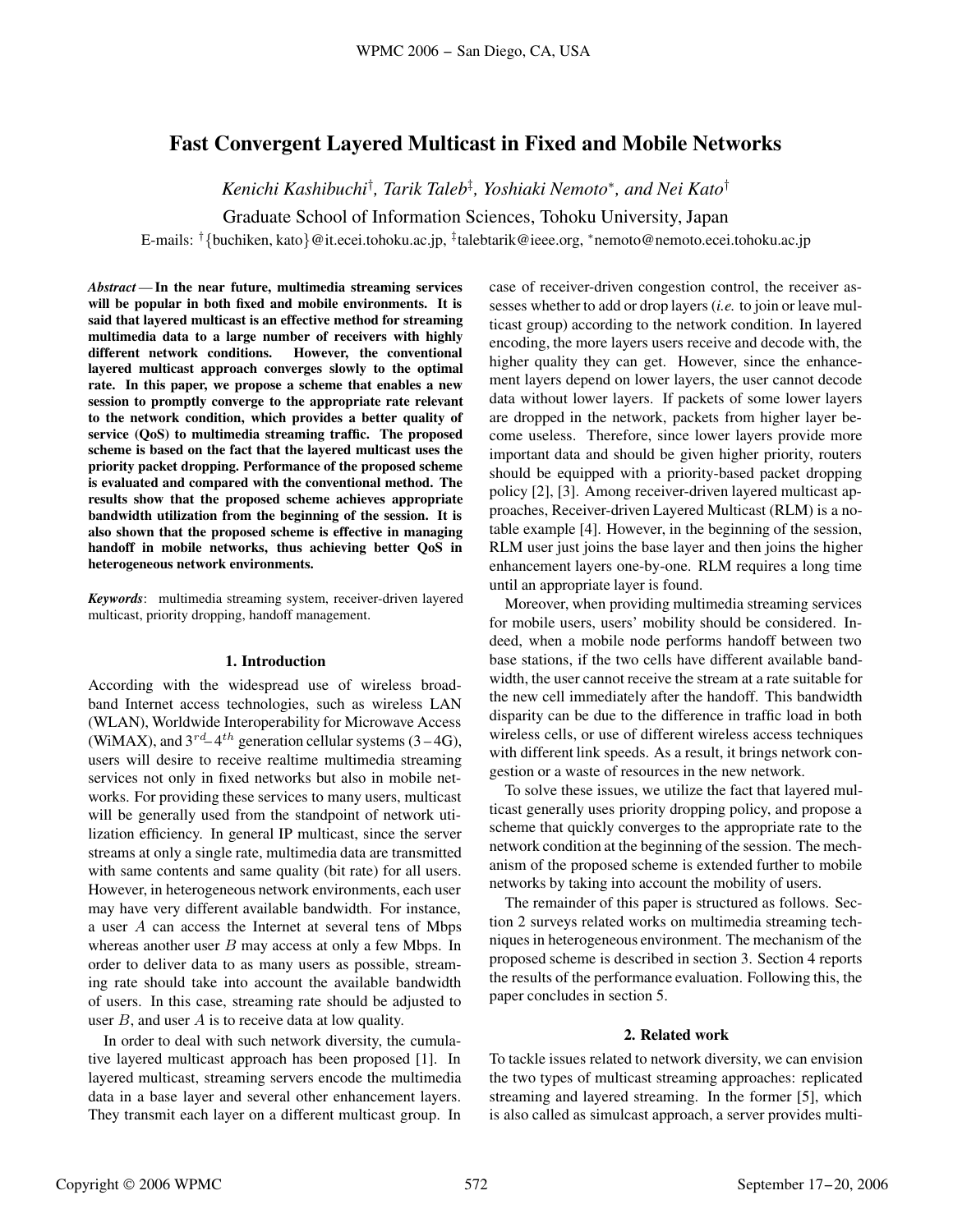# Fast Convergent Layered Multicast in Fixed and Mobile Networks

*Kenichi Kashibuchi*[†], *Tarik Taleb*[‡], *Yoshiaki Nemoto*[*], *and Nei Kato*[†]

Graduate School of Information Sciences, Tohoku University, Japan

E-mails: [†]{buchiken, kato}@it.ecei.tohoku.ac.jp, [‡]talebtarik@ieee.org, [*]nemoto@nemoto.ecei.tohoku.ac.jp

***Abstract*** — **In the near future, multimedia streaming services will be popular in both fixed and mobile environments. It is said that layered multicast is an effective method for streaming multimedia data to a large number of receivers with highly different network conditions. However, the conventional layered multicast approach converges slowly to the optimal rate. In this paper, we propose a scheme that enables a new session to promptly converge to the appropriate rate relevant to the network condition, which provides a better quality of service (QoS) to multimedia streaming traffic. The proposed scheme is based on the fact that the layered multicast uses the priority packet dropping. Performance of the proposed scheme is evaluated and compared with the conventional method. The results show that the proposed scheme achieves appropriate bandwidth utilization from the beginning of the session. It is also shown that the proposed scheme is effective in managing handoff in mobile networks, thus achieving better QoS in heterogeneous network environments.**

***Keywords***: multimedia streaming system, receiver-driven layered multicast, priority dropping, handoff management.

## 1. Introduction

According with the widespread use of wireless broadband Internet access technologies, such as wireless LAN (WLAN), Worldwide Interoperability for Microwave Access (WiMAX), and $3^{rd}$–$4^{th}$ generation cellular systems (3 – 4G), users will desire to receive realtime multimedia streaming services not only in fixed networks but also in mobile networks. For providing these services to many users, multicast will be generally used from the standpoint of network utilization efficiency. In general IP multicast, since the server streams at only a single rate, multimedia data are transmitted with same contents and same quality (bit rate) for all users. However, in heterogeneous network environments, each user may have very different available bandwidth. For instance, a user $A$ can access the Internet at several tens of Mbps whereas another user $B$ may access at only a few Mbps. In order to deliver data to as many users as possible, streaming rate should take into account the available bandwidth of users. In this case, streaming rate should be adjusted to user $B$, and user $A$ is to receive data at low quality.

In order to deal with such network diversity, the cumulative layered multicast approach has been proposed [1]. In layered multicast, streaming servers encode the multimedia data in a base layer and several other enhancement layers. They transmit each layer on a different multicast group. In case of receiver-driven congestion control, the receiver assesses whether to add or drop layers (*i.e.* to join or leave multicast group) according to the network condition. In layered encoding, the more layers users receive and decode with, the higher quality they can get. However, since the enhancement layers depend on lower layers, the user cannot decode data without lower layers. If packets of some lower layers are dropped in the network, packets from higher layer become useless. Therefore, since lower layers provide more important data and should be given higher priority, routers should be equipped with a priority-based packet dropping policy [2], [3]. Among receiver-driven layered multicast approaches, Receiver-driven Layered Multicast (RLM) is a notable example [4]. However, in the beginning of the session, RLM user just joins the base layer and then joins the higher enhancement layers one-by-one. RLM requires a long time until an appropriate layer is found.

Moreover, when providing multimedia streaming services for mobile users, users' mobility should be considered. Indeed, when a mobile node performs handoff between two base stations, if the two cells have different available bandwidth, the user cannot receive the stream at a rate suitable for the new cell immediately after the handoff. This bandwidth disparity can be due to the difference in traffic load in both wireless cells, or use of different wireless access techniques with different link speeds. As a result, it brings network congestion or a waste of resources in the new network.

To solve these issues, we utilize the fact that layered multicast generally uses priority dropping policy, and propose a scheme that quickly converges to the appropriate rate to the network condition at the beginning of the session. The mechanism of the proposed scheme is extended further to mobile networks by taking into account the mobility of users.

The remainder of this paper is structured as follows. Section 2 surveys related works on multimedia streaming techniques in heterogeneous environment. The mechanism of the proposed scheme is described in section 3. Section 4 reports the results of the performance evaluation. Following this, the paper concludes in section 5.

## 2. Related work

To tackle issues related to network diversity, we can envision the two types of multicast streaming approaches: replicated streaming and layered streaming. In the former [5], which is also called as simulcast approach, a server provides multi-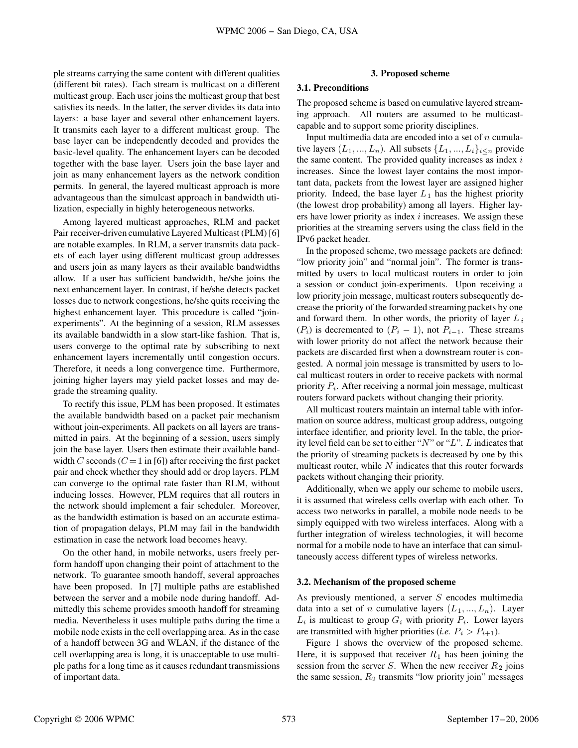ple streams carrying the same content with different qualities (different bit rates). Each stream is multicast on a different multicast group. Each user joins the multicast group that best satisfies its needs. In the latter, the server divides its data into layers: a base layer and several other enhancement layers. It transmits each layer to a different multicast group. The base layer can be independently decoded and provides the basic-level quality. The enhancement layers can be decoded together with the base layer. Users join the base layer and join as many enhancement layers as the network condition permits. In general, the layered multicast approach is more advantageous than the simulcast approach in bandwidth utilization, especially in highly heterogeneous networks.

Among layered multicast approaches, RLM and packet Pair receiver-driven cumulative Layered Multicast (PLM) [6] are notable examples. In RLM, a server transmits data packets of each layer using different multicast group addresses and users join as many layers as their available bandwidths allow. If a user has sufficient bandwidth, he/she joins the next enhancement layer. In contrast, if he/she detects packet losses due to network congestions, he/she quits receiving the highest enhancement layer. This procedure is called "join-experiments". At the beginning of a session, RLM assesses its available bandwidth in a slow start-like fashion. That is, users converge to the optimal rate by subscribing to next enhancement layers incrementally until congestion occurs. Therefore, it needs a long convergence time. Furthermore, joining higher layers may yield packet losses and may degrade the streaming quality.

To rectify this issue, PLM has been proposed. It estimates the available bandwidth based on a packet pair mechanism without join-experiments. All packets on all layers are transmitted in pairs. At the beginning of a session, users simply join the base layer. Users then estimate their available bandwidth $C$ seconds ($C = 1$ in [6]) after receiving the first packet pair and check whether they should add or drop layers. PLM can converge to the optimal rate faster than RLM, without inducing losses. However, PLM requires that all routers in the network should implement a fair scheduler. Moreover, as the bandwidth estimation is based on an accurate estimation of propagation delays, PLM may fail in the bandwidth estimation in case the network load becomes heavy.

On the other hand, in mobile networks, users freely perform handoff upon changing their point of attachment to the network. To guarantee smooth handoff, several approaches have been proposed. In [7] multiple paths are established between the server and a mobile node during handoff. Admittedly this scheme provides smooth handoff for streaming media. Nevertheless it uses multiple paths during the time a mobile node exists in the cell overlapping area. As in the case of a handoff between 3G and WLAN, if the distance of the cell overlapping area is long, it is unacceptable to use multiple paths for a long time as it causes redundant transmissions of important data.

## 3. Proposed scheme

### 3.1. Preconditions

The proposed scheme is based on cumulative layered streaming approach. All routers are assumed to be multicast-capable and to support some priority disciplines.

Input multimedia data are encoded into a set of $n$ cumulative layers $(L_1, ..., L_n)$. All subsets $\{L_1, ..., L_i\}_{i \leq n}$ provide the same content. The provided quality increases as index $i$ increases. Since the lowest layer contains the most important data, packets from the lowest layer are assigned higher priority. Indeed, the base layer $L_1$ has the highest priority (the lowest drop probability) among all layers. Higher layers have lower priority as index $i$ increases. We assign these priorities at the streaming servers using the class field in the IPv6 packet header.

In the proposed scheme, two message packets are defined: "low priority join" and "normal join". The former is transmitted by users to local multicast routers in order to join a session or conduct join-experiments. Upon receiving a low priority join message, multicast routers subsequently decrease the priority of the forwarded streaming packets by one and forward them. In other words, the priority of layer $L_i$ $(P_i)$ is decremented to $(P_i - 1)$, not $P_{i-1}$. These streams with lower priority do not affect the network because their packets are discarded first when a downstream router is congested. A normal join message is transmitted by users to local multicast routers in order to receive packets with normal priority $P_i$. After receiving a normal join message, multicast routers forward packets without changing their priority.

All multicast routers maintain an internal table with information on source address, multicast group address, outgoing interface identifier, and priority level. In the table, the priority level field can be set to either "$N$" or "$L$". $L$ indicates that the priority of streaming packets is decreased by one by this multicast router, while $N$ indicates that this router forwards packets without changing their priority.

Additionally, when we apply our scheme to mobile users, it is assumed that wireless cells overlap with each other. To access two networks in parallel, a mobile node needs to be simply equipped with two wireless interfaces. Along with a further integration of wireless technologies, it will become normal for a mobile node to have an interface that can simultaneously access different types of wireless networks.

### 3.2. Mechanism of the proposed scheme

As previously mentioned, a server $S$ encodes multimedia data into a set of $n$ cumulative layers $(L_1, ..., L_n)$. Layer $L_i$ is multicast to group $G_i$ with priority $P_i$. Lower layers are transmitted with higher priorities (*i.e.* $P_i > P_{i+1}$).

Figure 1 shows the overview of the proposed scheme. Here, it is supposed that receiver $R_1$ has been joining the session from the server $S$. When the new receiver $R_2$ joins the same session, $R_2$ transmits "low priority join" messages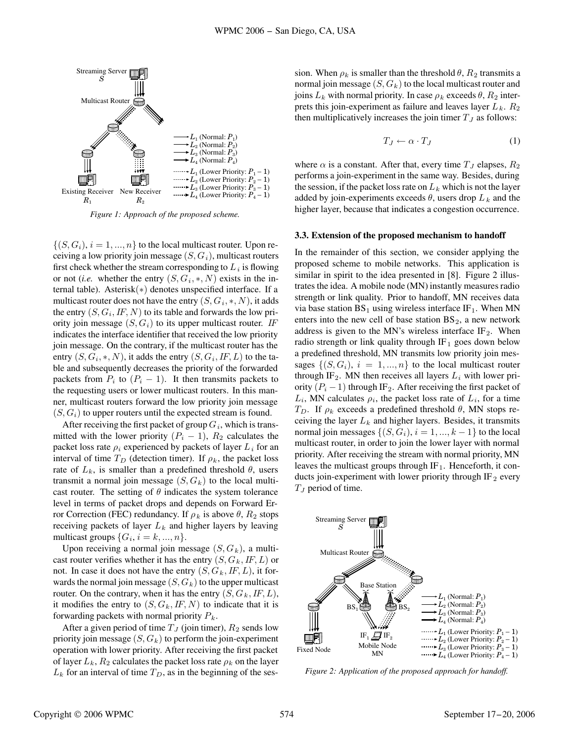Figure 1: Approach of the proposed scheme.

$\{(S, G_i), i = 1, ..., n\}$ to the local multicast router. Upon receiving a low priority join message $(S, G_i)$, multicast routers first check whether the stream corresponding to $L_i$ is flowing or not (*i.e.* whether the entry $(S, G_i, *, N)$ exists in the internal table). Asterisk$(*)$ denotes unspecified interface. If a multicast router does not have the entry $(S, G_i, *, N)$, it adds the entry $(S, G_i, IF, N)$ to its table and forwards the low priority join message $(S, G_i)$ to its upper multicast router. $IF$ indicates the interface identifier that received the low priority join message. On the contrary, if the multicast router has the entry $(S, G_i, *, N)$, it adds the entry $(S, G_i, IF, L)$ to the table and subsequently decreases the priority of the forwarded packets from $P_i$ to $(P_i - 1)$. It then transmits packets to the requesting users or lower multicast routers. In this manner, multicast routers forward the low priority join message $(S, G_i)$ to upper routers until the expected stream is found.

After receiving the first packet of group $G_i$, which is transmitted with the lower priority $(P_i - 1)$, $R_2$ calculates the packet loss rate $\rho_i$ experienced by packets of layer $L_i$ for an interval of time $T_D$ (detection timer). If $\rho_k$, the packet loss rate of $L_k$, is smaller than a predefined threshold $\theta$, users transmit a normal join message $(S, G_k)$ to the local multicast router. The setting of $\theta$ indicates the system tolerance level in terms of packet drops and depends on Forward Error Correction (FEC) redundancy. If $\rho_k$ is above $\theta$, $R_2$ stops receiving packets of layer $L_k$ and higher layers by leaving multicast groups $\{G_i, i = k, ..., n\}$.

Upon receiving a normal join message $(S, G_k)$, a multicast router verifies whether it has the entry $(S, G_k, IF, L)$ or not. In case it does not have the entry $(S, G_k, IF, L)$, it forwards the normal join message $(S, G_k)$ to the upper multicast router. On the contrary, when it has the entry $(S, G_k, IF, L)$, it modifies the entry to $(S, G_k, IF, N)$ to indicate that it is forwarding packets with normal priority $P_k$.

After a given period of time $T_J$ (join timer), $R_2$ sends low priority join message $(S, G_k)$ to perform the join-experiment operation with lower priority. After receiving the first packet of layer $L_k$, $R_2$ calculates the packet loss rate $\rho_k$ on the layer $L_k$ for an interval of time $T_D$, as in the beginning of the session. When $\rho_k$ is smaller than the threshold $\theta$, $R_2$ transmits a normal join message $(S, G_k)$ to the local multicast router and joins $L_k$ with normal priority. In case $\rho_k$ exceeds $\theta$, $R_2$ interprets this join-experiment as failure and leaves layer $L_k$. $R_2$ then multiplicatively increases the join timer $T_J$ as follows:

$$T_J \leftarrow \alpha \cdot T_J \tag{1}$$

where $\alpha$ is a constant. After that, every time $T_J$ elapses, $R_2$ performs a join-experiment in the same way. Besides, during the session, if the packet loss rate on $L_k$ which is not the layer added by join-experiments exceeds $\theta$, users drop $L_k$ and the higher layer, because that indicates a congestion occurrence.

### 3.3. Extension of the proposed mechanism to handoff

In the remainder of this section, we consider applying the proposed scheme to mobile networks. This application is similar in spirit to the idea presented in [8]. Figure 2 illustrates the idea. A mobile node (MN) instantly measures radio strength or link quality. Prior to handoff, MN receives data via base station $\mathrm{BS}_1$ using wireless interface $\mathrm{IF}_1$. When MN enters into the new cell of base station $\mathrm{BS}_2$, a new network address is given to the MN's wireless interface $\mathrm{IF}_2$. When radio strength or link quality through $\mathrm{IF}_1$ goes down below a predefined threshold, MN transmits low priority join messages $\{(S, G_i), i = 1, ..., n\}$ to the local multicast router through $\mathrm{IF}_2$. MN then receives all layers $L_i$ with lower priority $(P_i - 1)$ through $\mathrm{IF}_2$. After receiving the first packet of $L_i$, MN calculates $\rho_i$, the packet loss rate of $L_i$, for a time $T_D$. If $\rho_k$ exceeds a predefined threshold $\theta$, MN stops receiving the layer $L_k$ and higher layers. Besides, it transmits normal join messages $\{(S, G_i), i = 1, ..., k-1\}$ to the local multicast router, in order to join the lower layer with normal priority. After receiving the stream with normal priority, MN leaves the multicast groups through $\mathrm{IF}_1$. Henceforth, it conducts join-experiment with lower priority through $\mathrm{IF}_2$ every $T_J$ period of time.

Figure 2: Application of the proposed approach for handoff.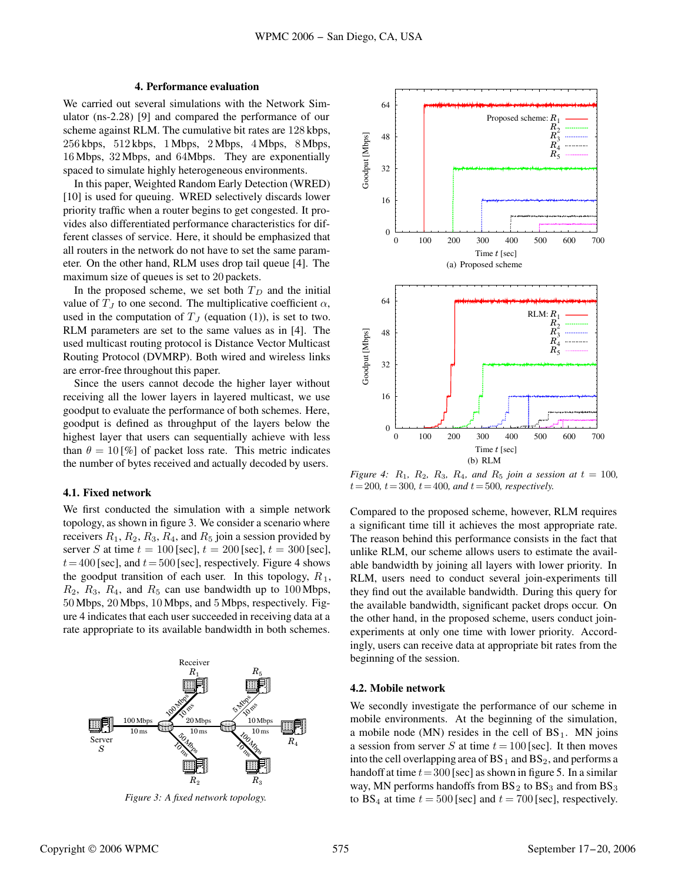## 4. Performance evaluation

We carried out several simulations with the Network Simulator (ns-2.28) [9] and compared the performance of our scheme against RLM. The cumulative bit rates are 128 kbps, 256 kbps, 512 kbps, 1 Mbps, 2 Mbps, 4 Mbps, 8 Mbps, 16 Mbps, 32 Mbps, and 64Mbps. They are exponentially spaced to simulate highly heterogeneous environments.

In this paper, Weighted Random Early Detection (WRED) [10] is used for queuing. WRED selectively discards lower priority traffic when a router begins to get congested. It provides also differentiated performance characteristics for different classes of service. Here, it should be emphasized that all routers in the network do not have to set the same parameter. On the other hand, RLM uses drop tail queue [4]. The maximum size of queues is set to 20 packets.

In the proposed scheme, we set both $T_D$ and the initial value of $T_J$ to one second. The multiplicative coefficient $\alpha$, used in the computation of $T_J$ (equation (1)), is set to two. RLM parameters are set to the same values as in [4]. The used multicast routing protocol is Distance Vector Multicast Routing Protocol (DVMRP). Both wired and wireless links are error-free throughout this paper.

Since the users cannot decode the higher layer without receiving all the lower layers in layered multicast, we use goodput to evaluate the performance of both schemes. Here, goodput is defined as throughput of the layers below the highest layer that users can sequentially achieve with less than $\theta = 10$ [%] of packet loss rate. This metric indicates the number of bytes received and actually decoded by users.

### 4.1. Fixed network

We first conducted the simulation with a simple network topology, as shown in figure 3. We consider a scenario where receivers $R_1$, $R_2$, $R_3$, $R_4$, and $R_5$ join a session provided by server $S$ at time $t = 100$ [sec], $t = 200$ [sec], $t = 300$ [sec], $t = 400$ [sec], and $t = 500$ [sec], respectively. Figure 4 shows the goodput transition of each user. In this topology, $R_1$, $R_2$, $R_3$, $R_4$, and $R_5$ can use bandwidth up to 100 Mbps, 50 Mbps, 20 Mbps, 10 Mbps, and 5 Mbps, respectively. Figure 4 indicates that each user succeeded in receiving data at a rate appropriate to its available bandwidth in both schemes.

*Figure 3: A fixed network topology.*

(a) Proposed scheme

(b) RLM

*Figure 4: $R_1$, $R_2$, $R_3$, $R_4$, and $R_5$ join a session at $t = 100$, $t = 200$, $t = 300$, $t = 400$, and $t = 500$, respectively.*

Compared to the proposed scheme, however, RLM requires a significant time till it achieves the most appropriate rate. The reason behind this performance consists in the fact that unlike RLM, our scheme allows users to estimate the available bandwidth by joining all layers with lower priority. In RLM, users need to conduct several join-experiments till they find out the available bandwidth. During this query for the available bandwidth, significant packet drops occur. On the other hand, in the proposed scheme, users conduct join-experiments at only one time with lower priority. Accordingly, users can receive data at appropriate bit rates from the beginning of the session.

### 4.2. Mobile network

We secondly investigate the performance of our scheme in mobile environments. At the beginning of the simulation, a mobile node (MN) resides in the cell of $BS_1$. MN joins a session from server $S$ at time $t = 100$ [sec]. It then moves into the cell overlapping area of $BS_1$ and $BS_2$, and performs a handoff at time $t = 300$ [sec] as shown in figure 5. In a similar way, MN performs handoffs from $BS_2$ to $BS_3$ and from $BS_3$ to $BS_4$ at time $t = 500$ [sec] and $t = 700$ [sec], respectively.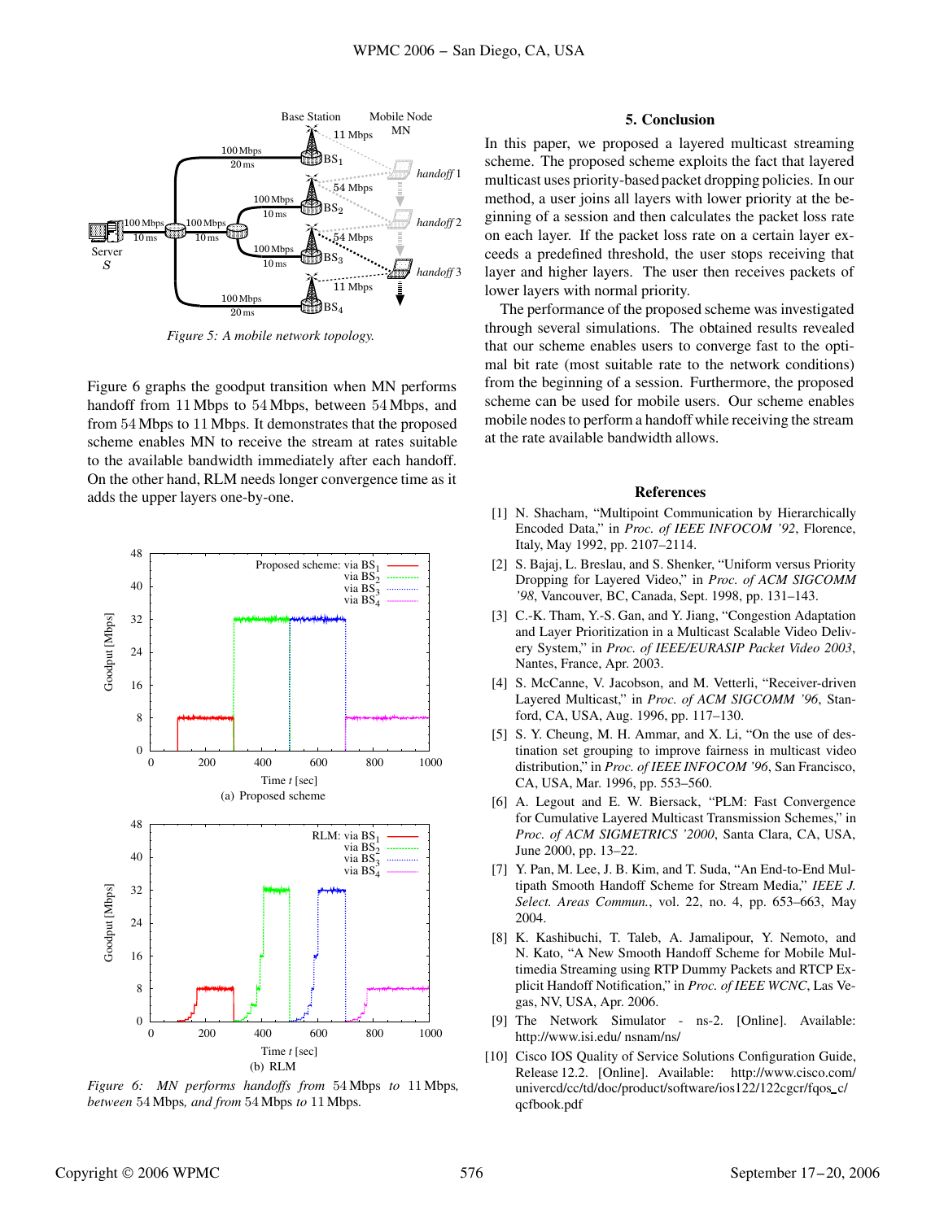Base Station

Mobile Node MN

11 Mbps

100 Mbps
20 ms

$BS_1$

handoff 1

54 Mbps

100 Mbps
10 ms

$BS_2$

handoff 2

100 Mbps
10 ms

100 Mbps
10 ms

Server
*S*

100 Mbps
10 ms

54 Mbps

$BS_3$

handoff 3

11 Mbps

100 Mbps
20 ms

$BS_4$

*Figure 5: A mobile network topology.*

Figure 6 graphs the goodput transition when MN performs handoff from 11 Mbps to 54 Mbps, between 54 Mbps, and from 54 Mbps to 11 Mbps. It demonstrates that the proposed scheme enables MN to receive the stream at rates suitable to the available bandwidth immediately after each handoff. On the other hand, RLM needs longer convergence time as it adds the upper layers one-by-one.

Goodput [Mbps]
0 8 16 24 32 40 48
Time *t* [sec]
0 200 400 600 800 1000
Proposed scheme: via $BS_1$ via $BS_2$ via $BS_3$ via $BS_4$

(a) Proposed scheme

Goodput [Mbps]
0 8 16 24 32 40 48
Time *t* [sec]
0 200 400 600 800 1000
RLM: via $BS_1$ via $BS_2$ via $BS_3$ via $BS_4$

(b) RLM

*Figure 6: MN performs handoffs from* 54 Mbps *to* 11 Mbps*, between* 54 Mbps*, and from* 54 Mbps *to* 11 Mbps*.*

## 5. Conclusion

In this paper, we proposed a layered multicast streaming scheme. The proposed scheme exploits the fact that layered multicast uses priority-based packet dropping policies. In our method, a user joins all layers with lower priority at the beginning of a session and then calculates the packet loss rate on each layer. If the packet loss rate on a certain layer exceeds a predefined threshold, the user stops receiving that layer and higher layers. The user then receives packets of lower layers with normal priority.

The performance of the proposed scheme was investigated through several simulations. The obtained results revealed that our scheme enables users to converge fast to the optimal bit rate (most suitable rate to the network conditions) from the beginning of a session. Furthermore, the proposed scheme can be used for mobile users. Our scheme enables mobile nodes to perform a handoff while receiving the stream at the rate available bandwidth allows.

## References

[1] N. Shacham, "Multipoint Communication by Hierarchically Encoded Data," in *Proc. of IEEE INFOCOM '92*, Florence, Italy, May 1992, pp. 2107–2114.

[2] S. Bajaj, L. Breslau, and S. Shenker, "Uniform versus Priority Dropping for Layered Video," in *Proc. of ACM SIGCOMM '98*, Vancouver, BC, Canada, Sept. 1998, pp. 131–143.

[3] C.-K. Tham, Y.-S. Gan, and Y. Jiang, "Congestion Adaptation and Layer Prioritization in a Multicast Scalable Video Delivery System," in *Proc. of IEEE/EURASIP Packet Video 2003*, Nantes, France, Apr. 2003.

[4] S. McCanne, V. Jacobson, and M. Vetterli, "Receiver-driven Layered Multicast," in *Proc. of ACM SIGCOMM '96*, Stanford, CA, USA, Aug. 1996, pp. 117–130.

[5] S. Y. Cheung, M. H. Ammar, and X. Li, "On the use of destination set grouping to improve fairness in multicast video distribution," in *Proc. of IEEE INFOCOM '96*, San Francisco, CA, USA, Mar. 1996, pp. 553–560.

[6] A. Legout and E. W. Biersack, "PLM: Fast Convergence for Cumulative Layered Multicast Transmission Schemes," in *Proc. of ACM SIGMETRICS '2000*, Santa Clara, CA, USA, June 2000, pp. 13–22.

[7] Y. Pan, M. Lee, J. B. Kim, and T. Suda, "An End-to-End Multipath Smooth Handoff Scheme for Stream Media," *IEEE J. Select. Areas Commun.*, vol. 22, no. 4, pp. 653–663, May 2004.

[8] K. Kashibuchi, T. Taleb, A. Jamalipour, Y. Nemoto, and N. Kato, "A New Smooth Handoff Scheme for Mobile Multimedia Streaming using RTP Dummy Packets and RTCP Explicit Handoff Notification," in *Proc. of IEEE WCNC*, Las Vegas, NV, USA, Apr. 2006.

[9] The Network Simulator - ns-2. [Online]. Available: http://www.isi.edu/ nsnam/ns/

[10] Cisco IOS Quality of Service Solutions Configuration Guide, Release 12.2. [Online]. Available: http://www.cisco.com/univercd/cc/td/doc/product/software/ios122/122cgcr/fqos_c/qcfbook.pdf